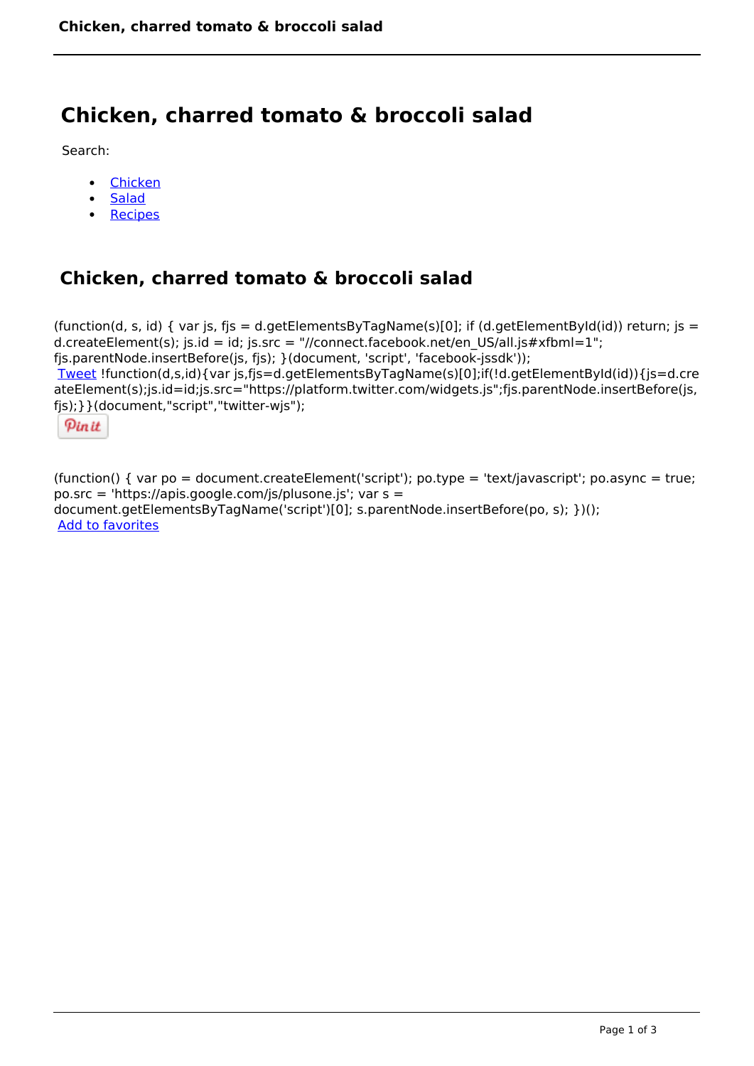# Chicken, charred tomato & broccoli salad

Search:

- Chicken
- Salad
- Recipes

## Chicken, charred tomato & broccoli salad

(function(d, s, id) { var js, fjs = d.getElementsByTagName(s)[0]; if (d.getElementById(id)) return; js = d.createElement(s); js.id = id; js.src = "//connect.facebook.net/en_US/all.js#xfbml=1"; fjs.parentNode.insertBefore(js, fjs); }(document, 'script', 'facebook-jssdk'));
Tweet !function(d,s,id){var js,fjs=d.getElementsByTagName(s)[0];if(!d.getElementById(id)){js=d.createElement(s);js.id=id;js.src="https://platform.twitter.com/widgets.js";fjs.parentNode.insertBefore(js, fjs);}}(document,"script","twitter-wjs");

Pin it

(function() { var po = document.createElement('script'); po.type = 'text/javascript'; po.async = true; po.src = 'https://apis.google.com/js/plusone.js'; var s = document.getElementsByTagName('script')[0]; s.parentNode.insertBefore(po, s); })();
Add to favorites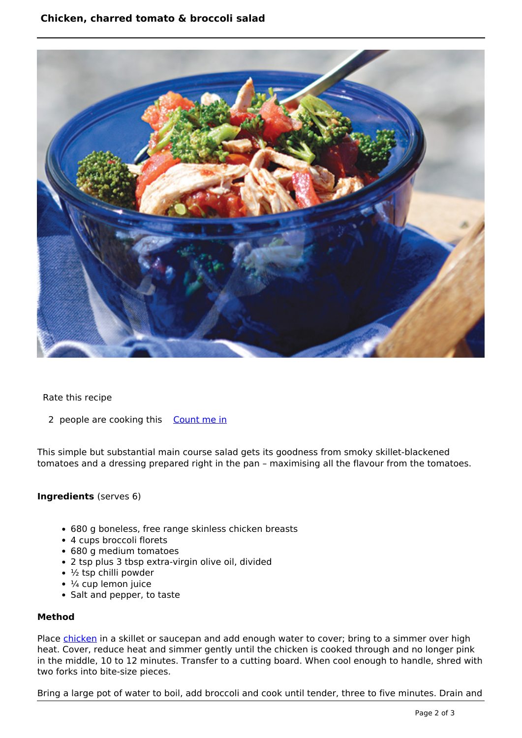## Chicken, charred tomato & broccoli salad

Rate this recipe

2 people are cooking this Count me in

This simple but substantial main course salad gets its goodness from smoky skillet-blackened tomatoes and a dressing prepared right in the pan – maximising all the flavour from the tomatoes.

**Ingredients** (serves 6)

- 680 g boneless, free range skinless chicken breasts
- 4 cups broccoli florets
- 680 g medium tomatoes
- 2 tsp plus 3 tbsp extra-virgin olive oil, divided
- ½ tsp chilli powder
- ¼ cup lemon juice
- Salt and pepper, to taste

**Method**

Place chicken in a skillet or saucepan and add enough water to cover; bring to a simmer over high heat. Cover, reduce heat and simmer gently until the chicken is cooked through and no longer pink in the middle, 10 to 12 minutes. Transfer to a cutting board. When cool enough to handle, shred with two forks into bite-size pieces.

Bring a large pot of water to boil, add broccoli and cook until tender, three to five minutes. Drain and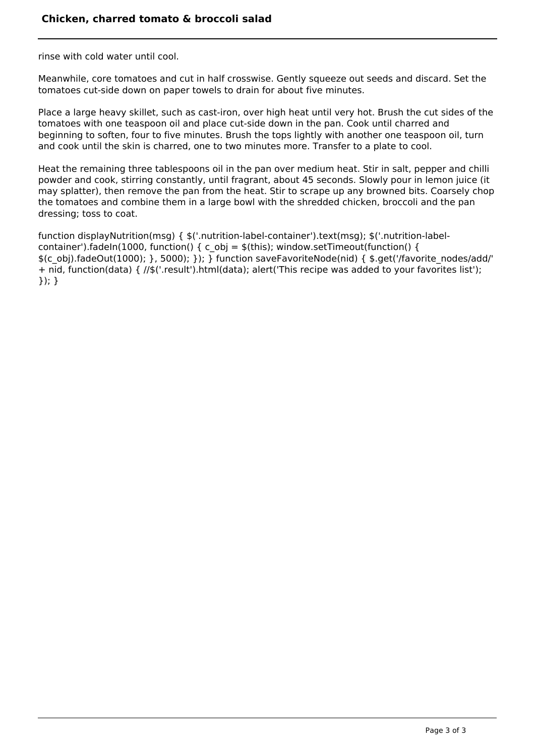rinse with cold water until cool.

Meanwhile, core tomatoes and cut in half crosswise. Gently squeeze out seeds and discard. Set the tomatoes cut-side down on paper towels to drain for about five minutes.

Place a large heavy skillet, such as cast-iron, over high heat until very hot. Brush the cut sides of the tomatoes with one teaspoon oil and place cut-side down in the pan. Cook until charred and beginning to soften, four to five minutes. Brush the tops lightly with another one teaspoon oil, turn and cook until the skin is charred, one to two minutes more. Transfer to a plate to cool.

Heat the remaining three tablespoons oil in the pan over medium heat. Stir in salt, pepper and chilli powder and cook, stirring constantly, until fragrant, about 45 seconds. Slowly pour in lemon juice (it may splatter), then remove the pan from the heat. Stir to scrape up any browned bits. Coarsely chop the tomatoes and combine them in a large bowl with the shredded chicken, broccoli and the pan dressing; toss to coat.

```
function displayNutrition(msg) { $('.nutrition-label-container').text(msg); $('.nutrition-label-container').fadeIn(1000, function() { c_obj = $(this); window.setTimeout(function() { $(c_obj).fadeOut(1000); }, 5000); }); } function saveFavoriteNode(nid) { $.get('/favorite_nodes/add/' + nid, function(data) { //$('.result').html(data); alert('This recipe was added to your favorites list'); }); }
```